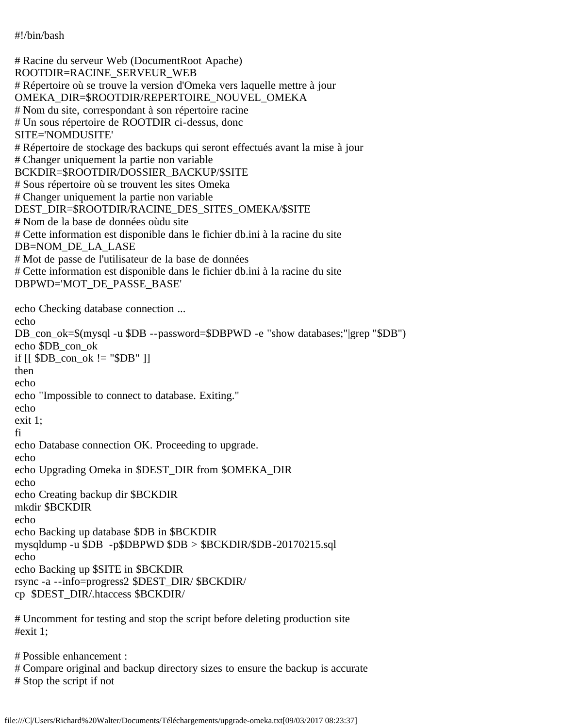```bash
#!/bin/bash

# Racine du serveur Web (DocumentRoot Apache)
ROOTDIR=RACINE_SERVEUR_WEB
# Répertoire où se trouve la version d'Omeka vers laquelle mettre à jour
OMEKA_DIR=$ROOTDIR/REPERTOIRE_NOUVEL_OMEKA
# Nom du site, correspondant à son répertoire racine
# Un sous répertoire de ROOTDIR ci-dessus, donc
SITE='NOMDUSITE'
# Répertoire de stockage des backups qui seront effectués avant la mise à jour
# Changer uniquement la partie non variable
BCKDIR=$ROOTDIR/DOSSIER_BACKUP/$SITE
# Sous répertoire où se trouvent les sites Omeka
# Changer uniquement la partie non variable
DEST_DIR=$ROOTDIR/RACINE_DES_SITES_OMEKA/$SITE
# Nom de la base de données oùdu site
# Cette information est disponible dans le fichier db.ini à la racine du site
DB=NOM_DE_LA_LASE
# Mot de passe de l'utilisateur de la base de données
# Cette information est disponible dans le fichier db.ini à la racine du site
DBPWD='MOT_DE_PASSE_BASE'

echo Checking database connection ...
echo
DB_con_ok=$(mysql -u $DB --password=$DBPWD -e "show databases;"|grep "$DB")
echo $DB_con_ok
if [[ $DB_con_ok != "$DB" ]]
then
echo
echo "Impossible to connect to database. Exiting."
echo
exit 1;
fi
echo Database connection OK. Proceeding to upgrade.
echo
echo Upgrading Omeka in $DEST_DIR from $OMEKA_DIR
echo
echo Creating backup dir $BCKDIR
mkdir $BCKDIR
echo
echo Backing up database $DB in $BCKDIR
mysqldump -u $DB  -p$DBPWD $DB > $BCKDIR/$DB-20170215.sql
echo
echo Backing up $SITE in $BCKDIR
rsync -a --info=progress2 $DEST_DIR/ $BCKDIR/
cp  $DEST_DIR/.htaccess $BCKDIR/

# Uncomment for testing and stop the script before deleting production site
#exit 1;

# Possible enhancement :
# Compare original and backup directory sizes to ensure the backup is accurate
# Stop the script if not
```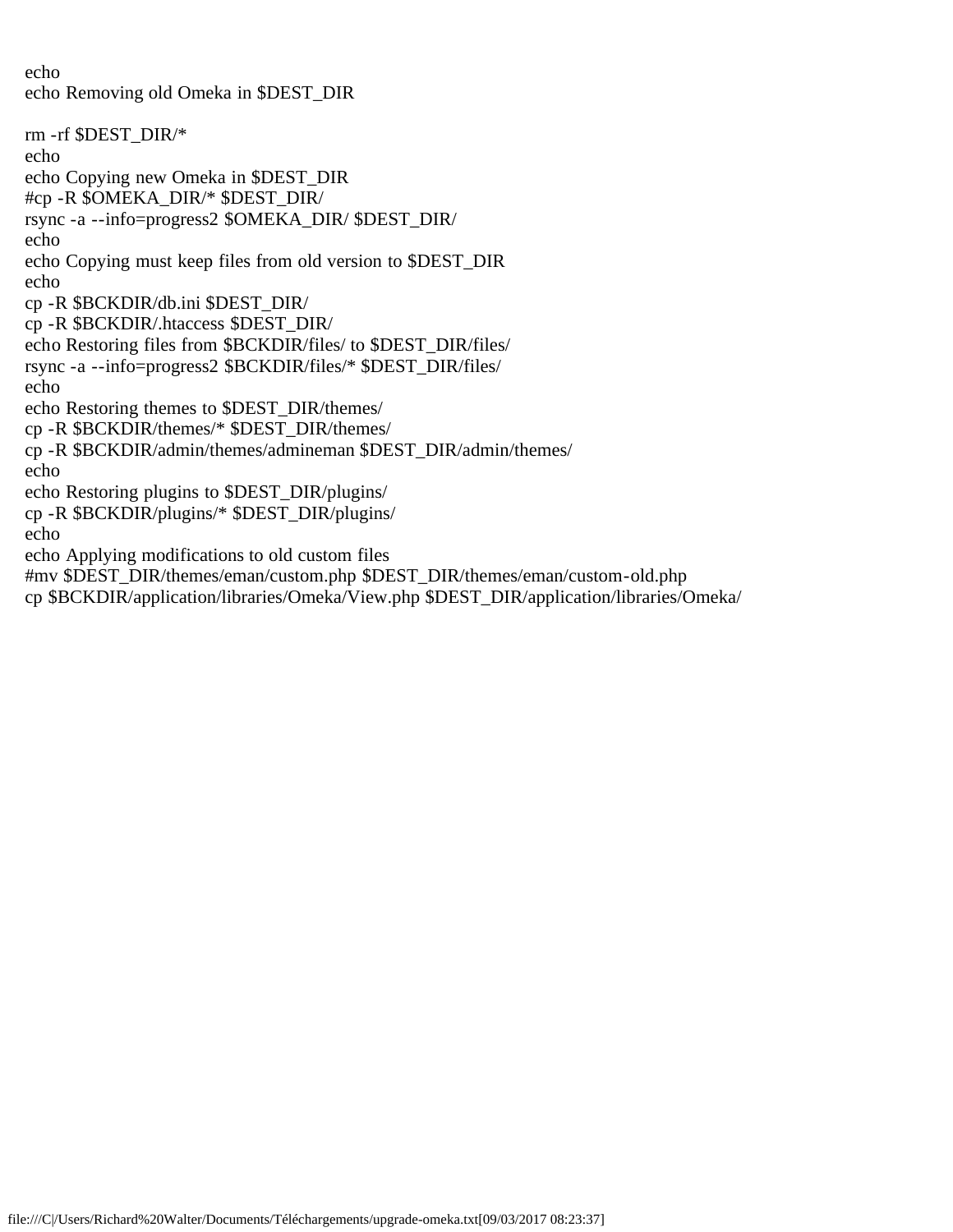```
echo
echo Removing old Omeka in $DEST_DIR

rm -rf $DEST_DIR/*
echo
echo Copying new Omeka in $DEST_DIR
#cp -R $OMEKA_DIR/* $DEST_DIR/
rsync -a --info=progress2 $OMEKA_DIR/ $DEST_DIR/
echo
echo Copying must keep files from old version to $DEST_DIR
echo
cp -R $BCKDIR/db.ini $DEST_DIR/
cp -R $BCKDIR/.htaccess $DEST_DIR/
echo Restoring files from $BCKDIR/files/ to $DEST_DIR/files/
rsync -a --info=progress2 $BCKDIR/files/* $DEST_DIR/files/
echo
echo Restoring themes to $DEST_DIR/themes/
cp -R $BCKDIR/themes/* $DEST_DIR/themes/
cp -R $BCKDIR/admin/themes/admineman $DEST_DIR/admin/themes/
echo
echo Restoring plugins to $DEST_DIR/plugins/
cp -R $BCKDIR/plugins/* $DEST_DIR/plugins/
echo
echo Applying modifications to old custom files
#mv $DEST_DIR/themes/eman/custom.php $DEST_DIR/themes/eman/custom-old.php
cp $BCKDIR/application/libraries/Omeka/View.php $DEST_DIR/application/libraries/Omeka/
```